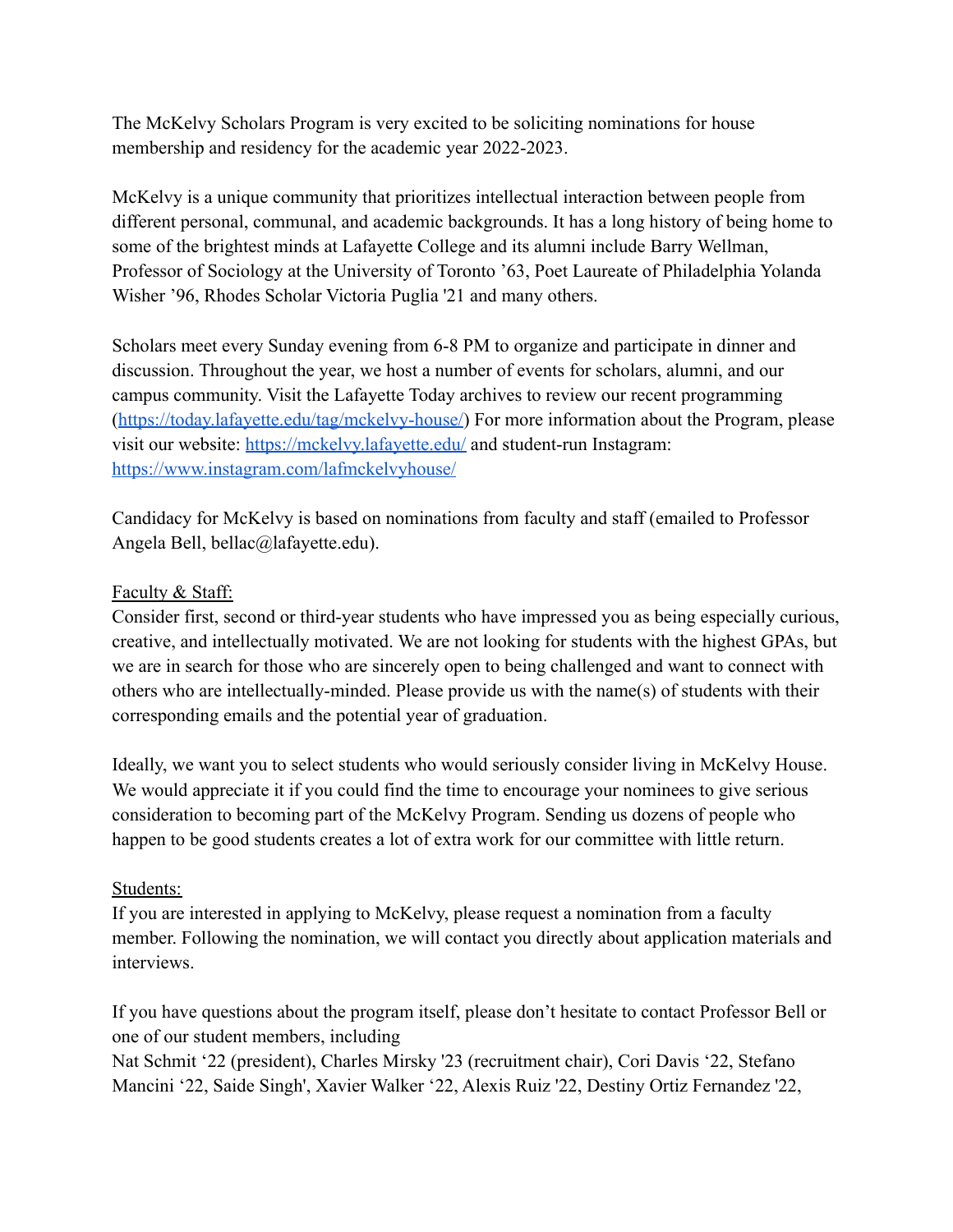The McKelvy Scholars Program is very excited to be soliciting nominations for house membership and residency for the academic year 2022-2023.

McKelvy is a unique community that prioritizes intellectual interaction between people from different personal, communal, and academic backgrounds. It has a long history of being home to some of the brightest minds at Lafayette College and its alumni include Barry Wellman, Professor of Sociology at the University of Toronto ’63, Poet Laureate of Philadelphia Yolanda Wisher ’96, Rhodes Scholar Victoria Puglia '21 and many others.

Scholars meet every Sunday evening from 6-8 PM to organize and participate in dinner and discussion. Throughout the year, we host a number of events for scholars, alumni, and our campus community. Visit the Lafayette Today archives to review our recent programming ([https://today.lafayette.edu/tag/mckelvy-house/](https://today.lafayette.edu/tag/mckelvy-house/)) For more information about the Program, please visit our website: [https://mckelvy.lafayette.edu/](https://mckelvy.lafayette.edu/) and student-run Instagram: [https://www.instagram.com/lafmckelvyhouse/](https://www.instagram.com/lafmckelvyhouse/)

Candidacy for McKelvy is based on nominations from faculty and staff (emailed to Professor Angela Bell, bellac@lafayette.edu).

<u>Faculty & Staff:</u>
Consider first, second or third-year students who have impressed you as being especially curious, creative, and intellectually motivated. We are not looking for students with the highest GPAs, but we are in search for those who are sincerely open to being challenged and want to connect with others who are intellectually-minded. Please provide us with the name(s) of students with their corresponding emails and the potential year of graduation.

Ideally, we want you to select students who would seriously consider living in McKelvy House. We would appreciate it if you could find the time to encourage your nominees to give serious consideration to becoming part of the McKelvy Program. Sending us dozens of people who happen to be good students creates a lot of extra work for our committee with little return.

<u>Students:</u>
If you are interested in applying to McKelvy, please request a nomination from a faculty member. Following the nomination, we will contact you directly about application materials and interviews.

If you have questions about the program itself, please don’t hesitate to contact Professor Bell or one of our student members, including
Nat Schmit ‘22 (president), Charles Mirsky '23 (recruitment chair), Cori Davis ‘22, Stefano Mancini ‘22, Saide Singh', Xavier Walker ‘22, Alexis Ruiz '22, Destiny Ortiz Fernandez '22,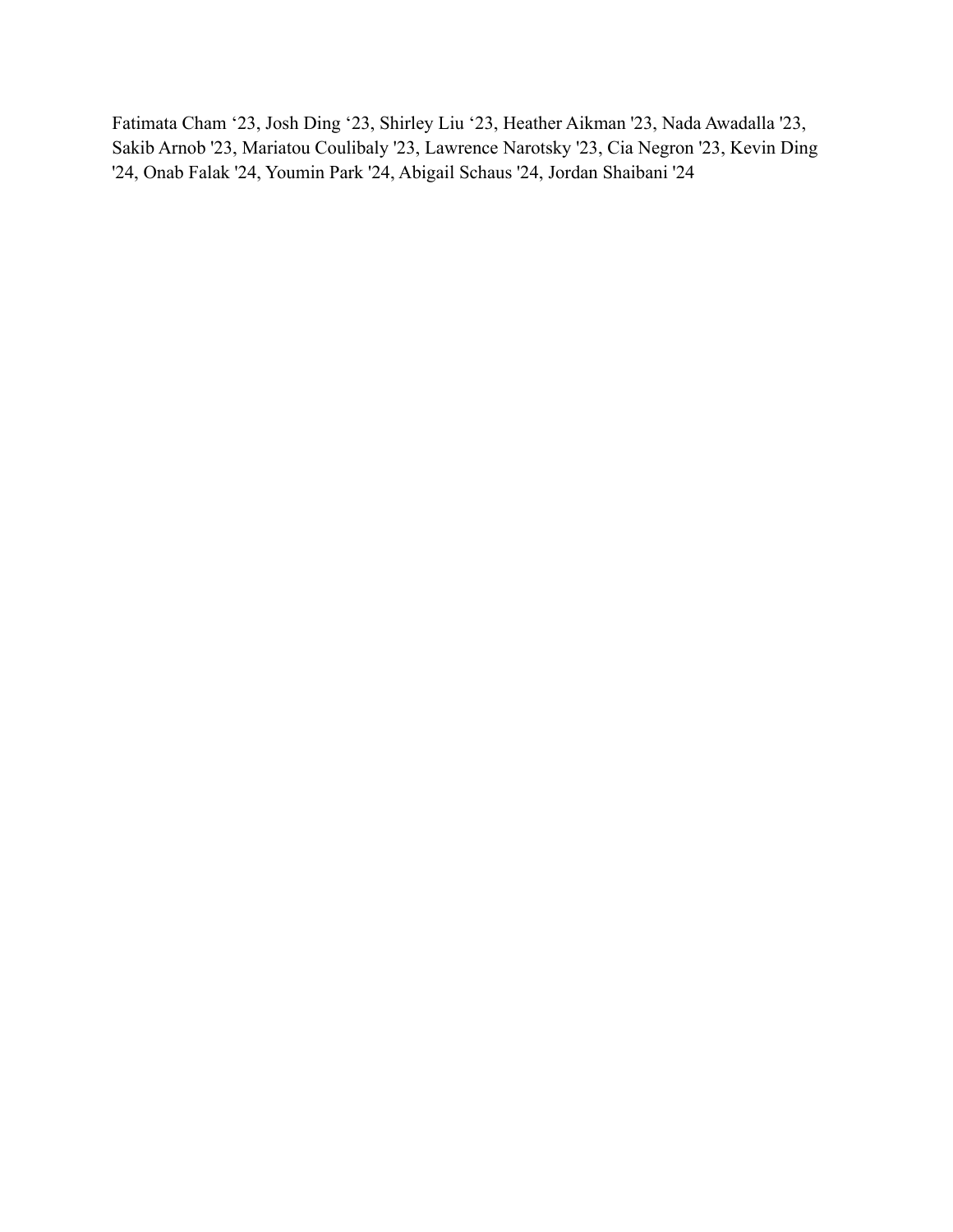Fatimata Cham ‘23, Josh Ding ‘23, Shirley Liu ‘23, Heather Aikman '23, Nada Awadalla '23, Sakib Arnob '23, Mariatou Coulibaly '23, Lawrence Narotsky '23, Cia Negron '23, Kevin Ding '24, Onab Falak '24, Youmin Park '24, Abigail Schaus '24, Jordan Shaibani '24